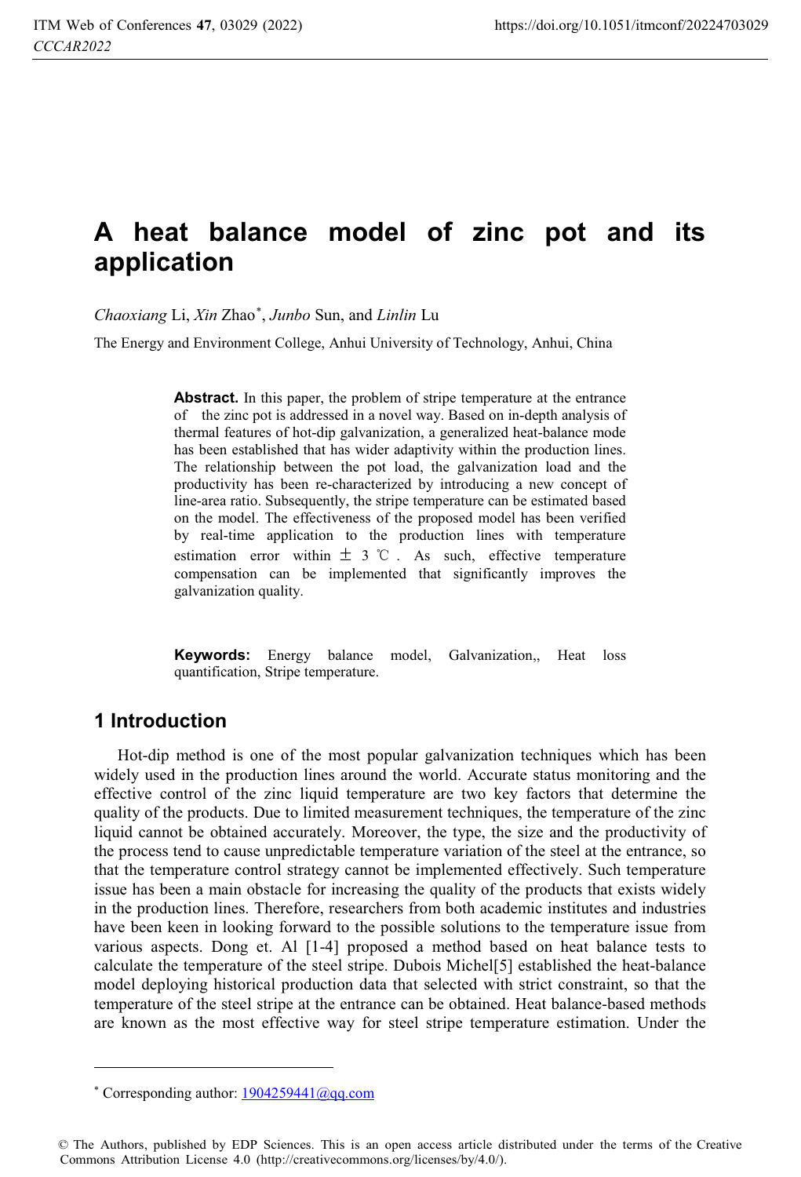# A heat balance model of zinc pot and its application

*Chaoxiang* Li, *Xin* Zhao*, *Junbo* Sun, and *Linlin* Lu

The Energy and Environment College, Anhui University of Technology, Anhui, China

**Abstract.** In this paper, the problem of stripe temperature at the entrance of the zinc pot is addressed in a novel way. Based on in-depth analysis of thermal features of hot-dip galvanization, a generalized heat-balance mode has been established that has wider adaptivity within the production lines. The relationship between the pot load, the galvanization load and the productivity has been re-characterized by introducing a new concept of line-area ratio. Subsequently, the stripe temperature can be estimated based on the model. The effectiveness of the proposed model has been verified by real-time application to the production lines with temperature estimation error within ± 3 ℃. As such, effective temperature compensation can be implemented that significantly improves the galvanization quality.

**Keywords:** Energy balance model, Galvanization,, Heat loss quantification, Stripe temperature.

## 1 Introduction

Hot-dip method is one of the most popular galvanization techniques which has been widely used in the production lines around the world. Accurate status monitoring and the effective control of the zinc liquid temperature are two key factors that determine the quality of the products. Due to limited measurement techniques, the temperature of the zinc liquid cannot be obtained accurately. Moreover, the type, the size and the productivity of the process tend to cause unpredictable temperature variation of the steel at the entrance, so that the temperature control strategy cannot be implemented effectively. Such temperature issue has been a main obstacle for increasing the quality of the products that exists widely in the production lines. Therefore, researchers from both academic institutes and industries have been keen in looking forward to the possible solutions to the temperature issue from various aspects. Dong et. Al [1-4] proposed a method based on heat balance tests to calculate the temperature of the steel stripe. Dubois Michel[5] established the heat-balance model deploying historical production data that selected with strict constraint, so that the temperature of the steel stripe at the entrance can be obtained. Heat balance-based methods are known as the most effective way for steel stripe temperature estimation. Under the

* Corresponding author: 1904259441@qq.com

© The Authors, published by EDP Sciences. This is an open access article distributed under the terms of the Creative Commons Attribution License 4.0 (http://creativecommons.org/licenses/by/4.0/).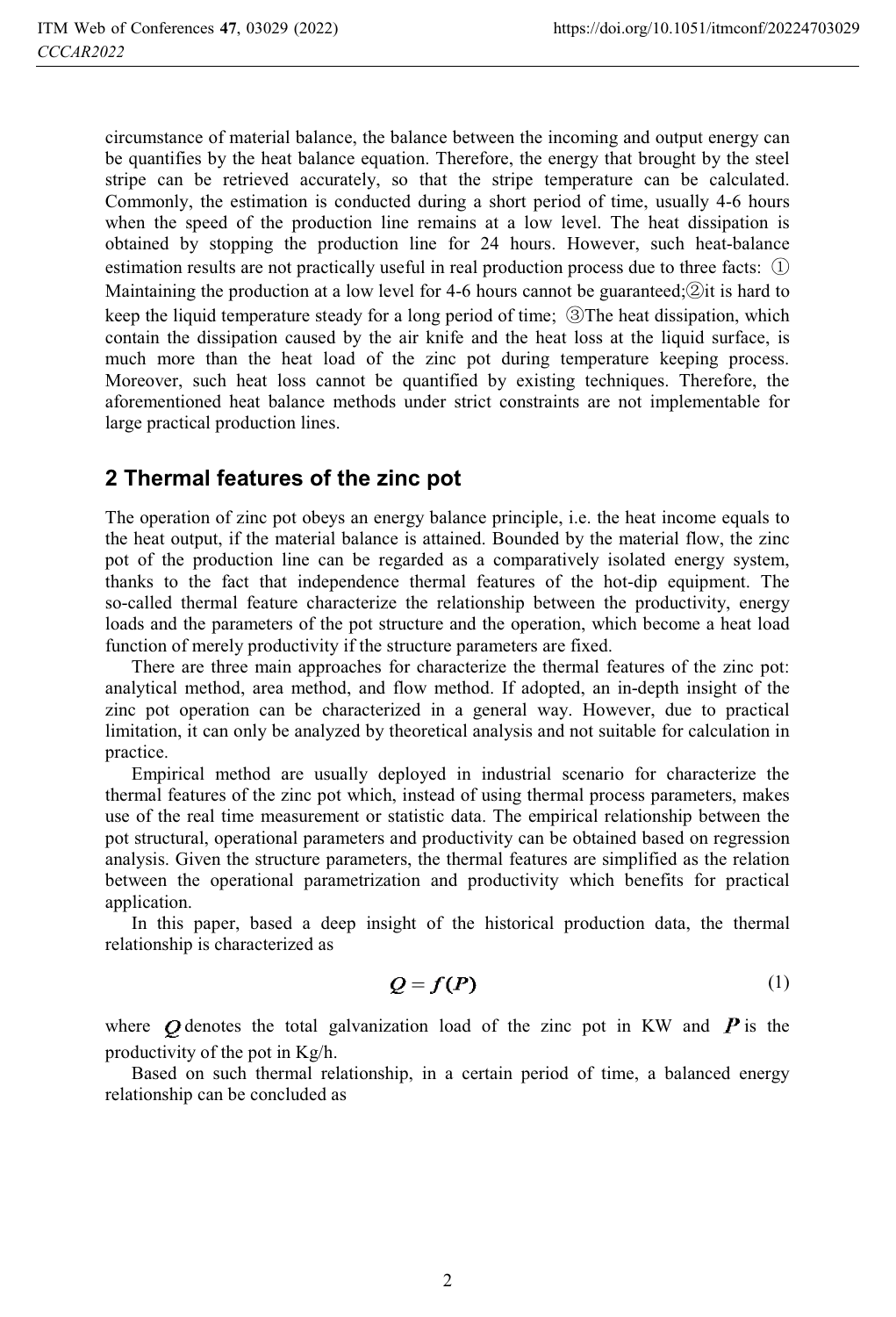circumstance of material balance, the balance between the incoming and output energy can be quantifies by the heat balance equation. Therefore, the energy that brought by the steel stripe can be retrieved accurately, so that the stripe temperature can be calculated. Commonly, the estimation is conducted during a short period of time, usually 4-6 hours when the speed of the production line remains at a low level. The heat dissipation is obtained by stopping the production line for 24 hours. However, such heat-balance estimation results are not practically useful in real production process due to three facts: ① Maintaining the production at a low level for 4-6 hours cannot be guaranteed;②it is hard to keep the liquid temperature steady for a long period of time; ③The heat dissipation, which contain the dissipation caused by the air knife and the heat loss at the liquid surface, is much more than the heat load of the zinc pot during temperature keeping process. Moreover, such heat loss cannot be quantified by existing techniques. Therefore, the aforementioned heat balance methods under strict constraints are not implementable for large practical production lines.

## 2 Thermal features of the zinc pot

The operation of zinc pot obeys an energy balance principle, i.e. the heat income equals to the heat output, if the material balance is attained. Bounded by the material flow, the zinc pot of the production line can be regarded as a comparatively isolated energy system, thanks to the fact that independence thermal features of the hot-dip equipment. The so-called thermal feature characterize the relationship between the productivity, energy loads and the parameters of the pot structure and the operation, which become a heat load function of merely productivity if the structure parameters are fixed.

There are three main approaches for characterize the thermal features of the zinc pot: analytical method, area method, and flow method. If adopted, an in-depth insight of the zinc pot operation can be characterized in a general way. However, due to practical limitation, it can only be analyzed by theoretical analysis and not suitable for calculation in practice.

Empirical method are usually deployed in industrial scenario for characterize the thermal features of the zinc pot which, instead of using thermal process parameters, makes use of the real time measurement or statistic data. The empirical relationship between the pot structural, operational parameters and productivity can be obtained based on regression analysis. Given the structure parameters, the thermal features are simplified as the relation between the operational parametrization and productivity which benefits for practical application.

In this paper, based a deep insight of the historical production data, the thermal relationship is characterized as

$$\boldsymbol{Q} = \boldsymbol{f(P)} \tag{1}$$

where $\boldsymbol{Q}$ denotes the total galvanization load of the zinc pot in KW and $\boldsymbol{P}$ is the productivity of the pot in Kg/h.

Based on such thermal relationship, in a certain period of time, a balanced energy relationship can be concluded as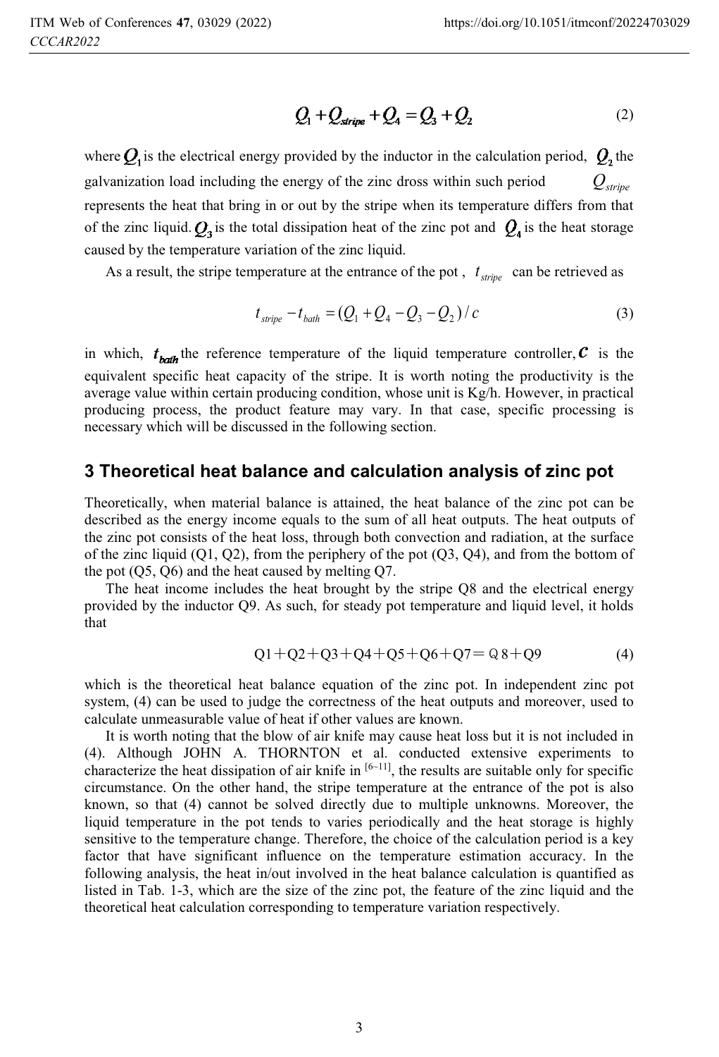$$Q_1 + Q_{stripe} + Q_4 = Q_3 + Q_2 \tag{2}$$

where $Q_1$ is the electrical energy provided by the inductor in the calculation period, $Q_2$ the galvanization load including the energy of the zinc dross within such period $Q_{stripe}$ represents the heat that bring in or out by the stripe when its temperature differs from that of the zinc liquid. $Q_3$ is the total dissipation heat of the zinc pot and $Q_4$ is the heat storage caused by the temperature variation of the zinc liquid.

As a result, the stripe temperature at the entrance of the pot , $t_{stripe}$ can be retrieved as

$$t_{stripe} - t_{bath} = (Q_1 + Q_4 - Q_3 - Q_2)/c \tag{3}$$

in which, $t_{bath}$ the reference temperature of the liquid temperature controller, $c$ is the equivalent specific heat capacity of the stripe. It is worth noting the productivity is the average value within certain producing condition, whose unit is Kg/h. However, in practical producing process, the product feature may vary. In that case, specific processing is necessary which will be discussed in the following section.

## 3 Theoretical heat balance and calculation analysis of zinc pot

Theoretically, when material balance is attained, the heat balance of the zinc pot can be described as the energy income equals to the sum of all heat outputs. The heat outputs of the zinc pot consists of the heat loss, through both convection and radiation, at the surface of the zinc liquid (Q1, Q2), from the periphery of the pot (Q3, Q4), and from the bottom of the pot (Q5, Q6) and the heat caused by melting Q7.

The heat income includes the heat brought by the stripe Q8 and the electrical energy provided by the inductor Q9. As such, for steady pot temperature and liquid level, it holds that

$$Q1 + Q2 + Q3 + Q4 + Q5 + Q6 + Q7 = Q8 + Q9 \tag{4}$$

which is the theoretical heat balance equation of the zinc pot. In independent zinc pot system, (4) can be used to judge the correctness of the heat outputs and moreover, used to calculate unmeasurable value of heat if other values are known.

It is worth noting that the blow of air knife may cause heat loss but it is not included in (4). Although JOHN A. THORNTON et al. conducted extensive experiments to characterize the heat dissipation of air knife in [6~11], the results are suitable only for specific circumstance. On the other hand, the stripe temperature at the entrance of the pot is also known, so that (4) cannot be solved directly due to multiple unknowns. Moreover, the liquid temperature in the pot tends to varies periodically and the heat storage is highly sensitive to the temperature change. Therefore, the choice of the calculation period is a key factor that have significant influence on the temperature estimation accuracy. In the following analysis, the heat in/out involved in the heat balance calculation is quantified as listed in Tab. 1-3, which are the size of the zinc pot, the feature of the zinc liquid and the theoretical heat calculation corresponding to temperature variation respectively.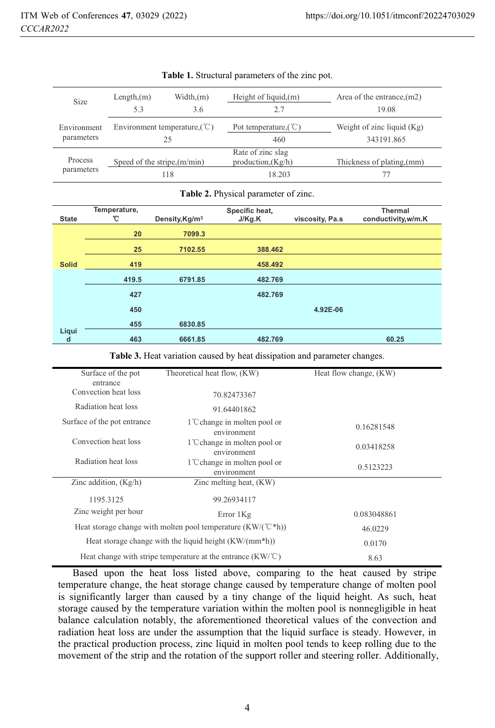**Table 1.** Structural parameters of the zinc pot.

| Size | Length,(m) | Width,(m) | Height of liquid,(m) | Area of the entrance,(m2) |
|---|---|---|---|---|
| | 5.3 | 3.6 | 2.7 | 19.08 |
| Environment parameters | Environment temperature,(℃) | | Pot temperature,(℃) | Weight of zinc liquid (Kg) |
| | 25 | | 460 | 343191.865 |
| Process parameters | Speed of the stripe,(m/min) | | Rate of zinc slag production,(Kg/h) | Thickness of plating,(mm) |
| | 118 | | 18.203 | 77 |

**Table 2.** Physical parameter of zinc.

| State | Temperature, ℃ | Density,Kg/m³ | Specific heat, J/Kg.K | viscosity, Pa.s | Thermal conductivity,w/m.K |
|---|---|---|---|---|---|
| Solid | 20 | 7099.3 | | | |
| | 25 | 7102.55 | 388.462 | | |
| | 419 | | 458.492 | | |
| Liquid | 419.5 | 6791.85 | 482.769 | | |
| | 427 | | 482.769 | | |
| | 450 | | | 4.92E-06 | |
| | 455 | 6830.85 | | | |
| | 463 | 6661.85 | 482.769 | | 60.25 |

**Table 3.** Heat variation caused by heat dissipation and parameter changes.

| Surface of the pot entrance | Theoretical heat flow, (KW) | Heat flow change, (KW) |
|---|---|---|
| Convection heat loss | 70.82473367 | |
| Radiation heat loss | 91.64401862 | |
| Surface of the pot entrance | 1℃change in molten pool or environment | 0.16281548 |
| Convection heat loss | 1℃change in molten pool or environment | 0.03418258 |
| Radiation heat loss | 1℃change in molten pool or environment | 0.5123223 |
| Zinc addition, (Kg/h) | Zinc melting heat, (KW) | |
| 1195.3125 | 99.26934117 | |
| Zinc weight per hour | Error 1Kg | 0.083048861 |
| Heat storage change with molten pool temperature (KW/(℃*h)) | | 46.0229 |
| Heat storage change with the liquid height (KW/(mm*h)) | | 0.0170 |
| Heat change with stripe temperature at the entrance (KW/℃) | | 8.63 |

Based upon the heat loss listed above, comparing to the heat caused by stripe temperature change, the heat storage change caused by temperature change of molten pool is significantly larger than caused by a tiny change of the liquid height. As such, heat storage caused by the temperature variation within the molten pool is nonnegligible in heat balance calculation notably, the aforementioned theoretical values of the convection and radiation heat loss are under the assumption that the liquid surface is steady. However, in the practical production process, zinc liquid in molten pool tends to keep rolling due to the movement of the strip and the rotation of the support roller and steering roller. Additionally,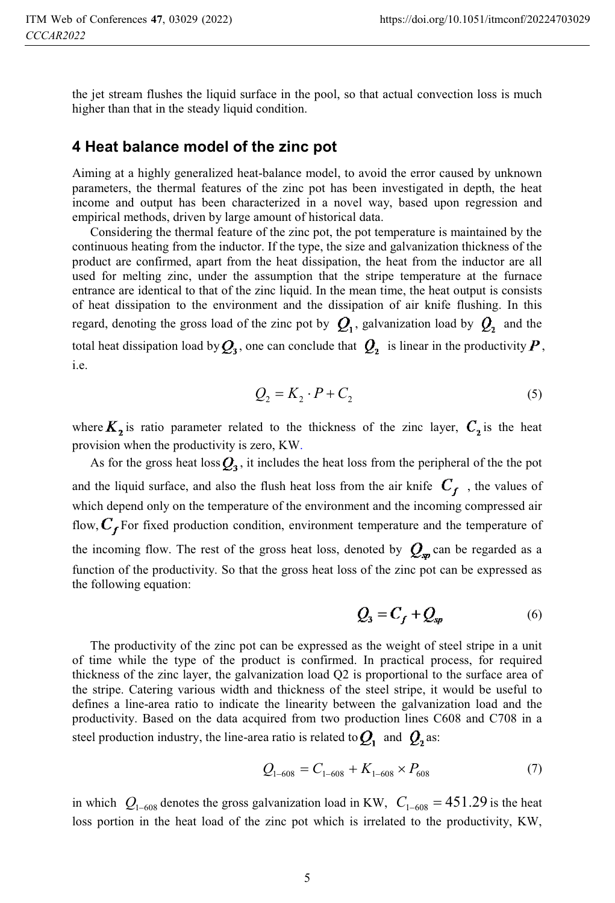the jet stream flushes the liquid surface in the pool, so that actual convection loss is much higher than that in the steady liquid condition.

## 4 Heat balance model of the zinc pot

Aiming at a highly generalized heat-balance model, to avoid the error caused by unknown parameters, the thermal features of the zinc pot has been investigated in depth, the heat income and output has been characterized in a novel way, based upon regression and empirical methods, driven by large amount of historical data.

Considering the thermal feature of the zinc pot, the pot temperature is maintained by the continuous heating from the inductor. If the type, the size and galvanization thickness of the product are confirmed, apart from the heat dissipation, the heat from the inductor are all used for melting zinc, under the assumption that the stripe temperature at the furnace entrance are identical to that of the zinc liquid. In the mean time, the heat output is consists of heat dissipation to the environment and the dissipation of air knife flushing. In this regard, denoting the gross load of the zinc pot by $Q_1$, galvanization load by $Q_2$ and the total heat dissipation load by $Q_3$, one can conclude that $Q_2$ is linear in the productivity $P$, i.e.

$$Q_2 = K_2 \cdot P + C_2 \tag{5}$$

where $K_2$ is ratio parameter related to the thickness of the zinc layer, $C_2$ is the heat provision when the productivity is zero, KW.

As for the gross heat loss $Q_3$, it includes the heat loss from the peripheral of the the pot and the liquid surface, and also the flush heat loss from the air knife $C_f$ , the values of which depend only on the temperature of the environment and the incoming compressed air flow, $C_f$ For fixed production condition, environment temperature and the temperature of the incoming flow. The rest of the gross heat loss, denoted by $Q_{sp}$ can be regarded as a function of the productivity. So that the gross heat loss of the zinc pot can be expressed as the following equation:

$$Q_3 = C_f + Q_{sp} \tag{6}$$

The productivity of the zinc pot can be expressed as the weight of steel stripe in a unit of time while the type of the product is confirmed. In practical process, for required thickness of the zinc layer, the galvanization load Q2 is proportional to the surface area of the stripe. Catering various width and thickness of the steel stripe, it would be useful to defines a line-area ratio to indicate the linearity between the galvanization load and the productivity. Based on the data acquired from two production lines C608 and C708 in a steel production industry, the line-area ratio is related to $Q_1$ and $Q_2$ as:

$$Q_{1-608} = C_{1-608} + K_{1-608} \times P_{608} \tag{7}$$

in which $Q_{1-608}$ denotes the gross galvanization load in KW, $C_{1-608} = 451.29$ is the heat loss portion in the heat load of the zinc pot which is irrelated to the productivity, KW,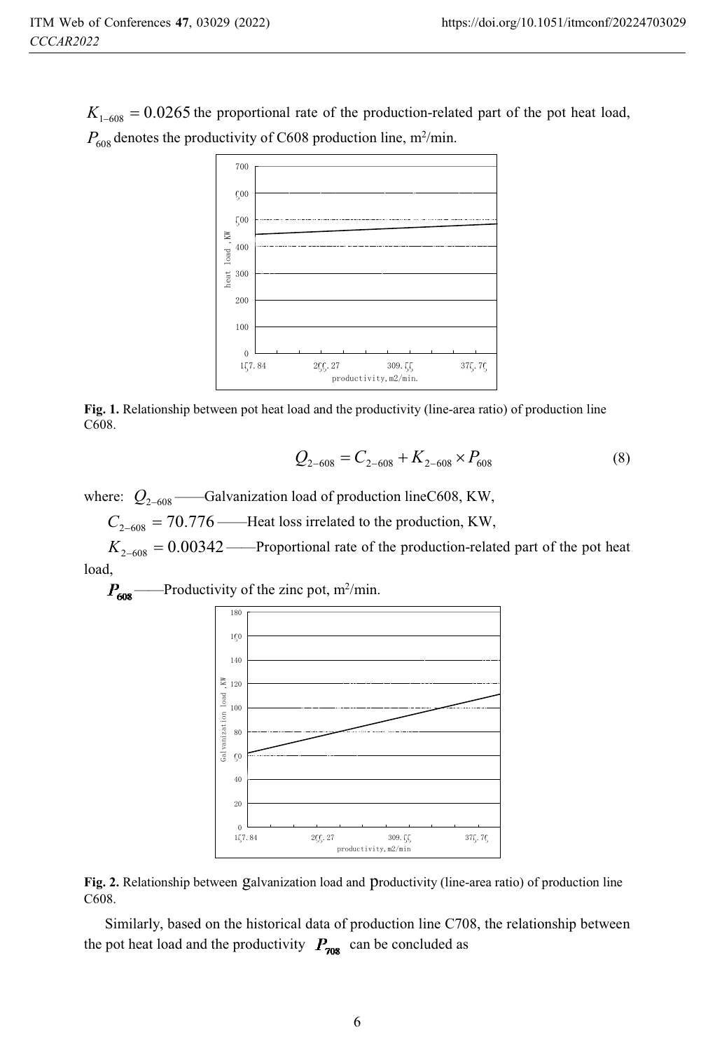$K_{1-608} = 0.0265$ the proportional rate of the production-related part of the pot heat load, $P_{608}$ denotes the productivity of C608 production line, m²/min.

**Fig. 1.** Relationship between pot heat load and the productivity (line-area ratio) of production line C608.

$$Q_{2-608} = C_{2-608} + K_{2-608} \times P_{608} \tag{8}$$

where: $Q_{2-608}$ ——Galvanization load of production lineC608, KW,

$C_{2-608} = 70.776$ ——Heat loss irrelated to the production, KW,

$K_{2-608} = 0.00342$ ——Proportional rate of the production-related part of the pot heat load,

$P_{608}$ ——Productivity of the zinc pot, m²/min.

**Fig. 2.** Relationship between galvanization load and productivity (line-area ratio) of production line C608.

Similarly, based on the historical data of production line C708, the relationship between the pot heat load and the productivity $P_{708}$ can be concluded as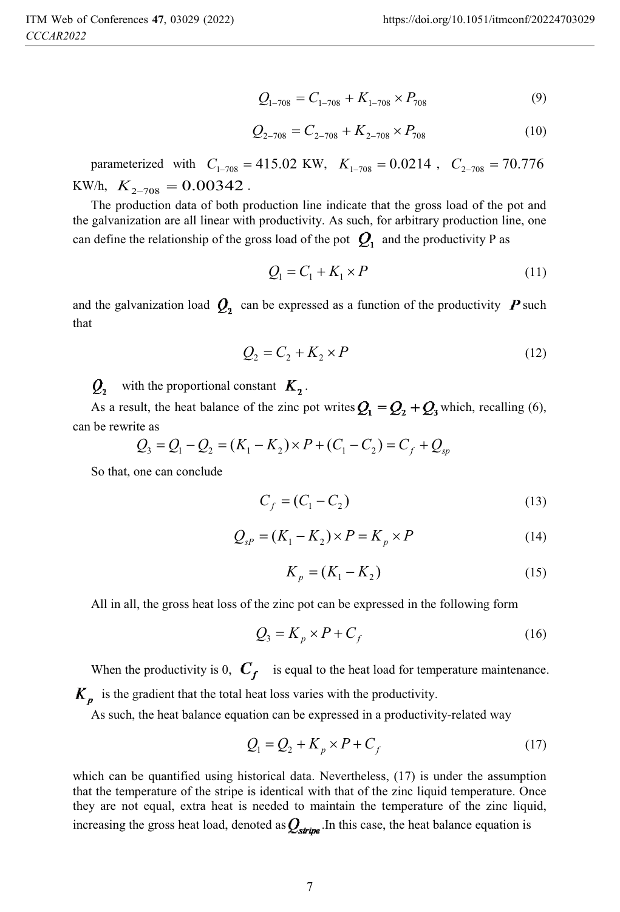$$Q_{1-708} = C_{1-708} + K_{1-708} \times P_{708} \tag{9}$$

$$Q_{2-708} = C_{2-708} + K_{2-708} \times P_{708} \tag{10}$$

parameterized with $C_{1-708} = 415.02$ KW, $K_{1-708} = 0.0214$, $C_{2-708} = 70.776$ KW/h, $K_{2-708} = 0.00342$.

The production data of both production line indicate that the gross load of the pot and the galvanization are all linear with productivity. As such, for arbitrary production line, one can define the relationship of the gross load of the pot $Q_1$ and the productivity P as

$$Q_1 = C_1 + K_1 \times P \tag{11}$$

and the galvanization load $Q_2$ can be expressed as a function of the productivity $P$ such that

$$Q_2 = C_2 + K_2 \times P \tag{12}$$

$Q_2$ with the proportional constant $K_2$.

As a result, the heat balance of the zinc pot writes $Q_1 = Q_2 + Q_3$ which, recalling (6), can be rewrite as

$$Q_3 = Q_1 - Q_2 = (K_1 - K_2) \times P + (C_1 - C_2) = C_f + Q_{sp}$$

So that, one can conclude

$$C_f = (C_1 - C_2) \tag{13}$$

$$Q_{sP} = (K_1 - K_2) \times P = K_p \times P \tag{14}$$

$$K_p = (K_1 - K_2) \tag{15}$$

All in all, the gross heat loss of the zinc pot can be expressed in the following form

$$Q_3 = K_p \times P + C_f \tag{16}$$

When the productivity is 0, $C_f$ is equal to the heat load for temperature maintenance. $K_p$ is the gradient that the total heat loss varies with the productivity.

As such, the heat balance equation can be expressed in a productivity-related way

$$Q_1 = Q_2 + K_p \times P + C_f \tag{17}$$

which can be quantified using historical data. Nevertheless, (17) is under the assumption that the temperature of the stripe is identical with that of the zinc liquid temperature. Once they are not equal, extra heat is needed to maintain the temperature of the zinc liquid, increasing the gross heat load, denoted as $Q_{stripe}$.In this case, the heat balance equation is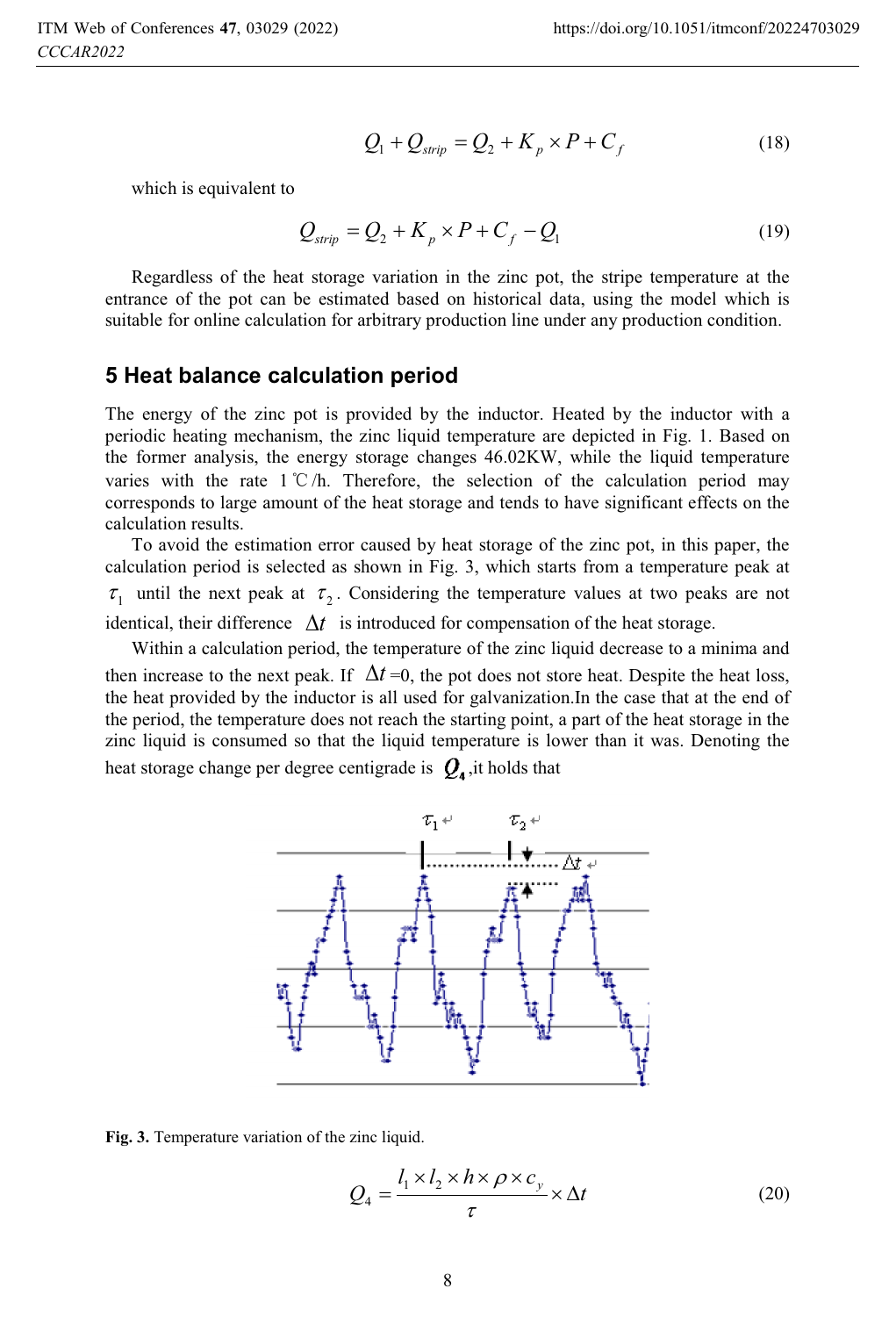$$Q_1 + Q_{strip} = Q_2 + K_p \times P + C_f \tag{18}$$

which is equivalent to

$$Q_{strip} = Q_2 + K_p \times P + C_f - Q_1 \tag{19}$$

Regardless of the heat storage variation in the zinc pot, the stripe temperature at the entrance of the pot can be estimated based on historical data, using the model which is suitable for online calculation for arbitrary production line under any production condition.

## 5 Heat balance calculation period

The energy of the zinc pot is provided by the inductor. Heated by the inductor with a periodic heating mechanism, the zinc liquid temperature are depicted in Fig. 1. Based on the former analysis, the energy storage changes 46.02KW, while the liquid temperature varies with the rate 1℃/h. Therefore, the selection of the calculation period may corresponds to large amount of the heat storage and tends to have significant effects on the calculation results.

To avoid the estimation error caused by heat storage of the zinc pot, in this paper, the calculation period is selected as shown in Fig. 3, which starts from a temperature peak at $\tau_1$ until the next peak at $\tau_2$. Considering the temperature values at two peaks are not identical, their difference $\Delta t$ is introduced for compensation of the heat storage.

Within a calculation period, the temperature of the zinc liquid decrease to a minima and then increase to the next peak. If $\Delta t$=0, the pot does not store heat. Despite the heat loss, the heat provided by the inductor is all used for galvanization.In the case that at the end of the period, the temperature does not reach the starting point, a part of the heat storage in the zinc liquid is consumed so that the liquid temperature is lower than it was. Denoting the heat storage change per degree centigrade is $Q_4$,it holds that

**Fig. 3.** Temperature variation of the zinc liquid.

$$Q_4 = \frac{l_1 \times l_2 \times h \times \rho \times c_y}{\tau} \times \Delta t \tag{20}$$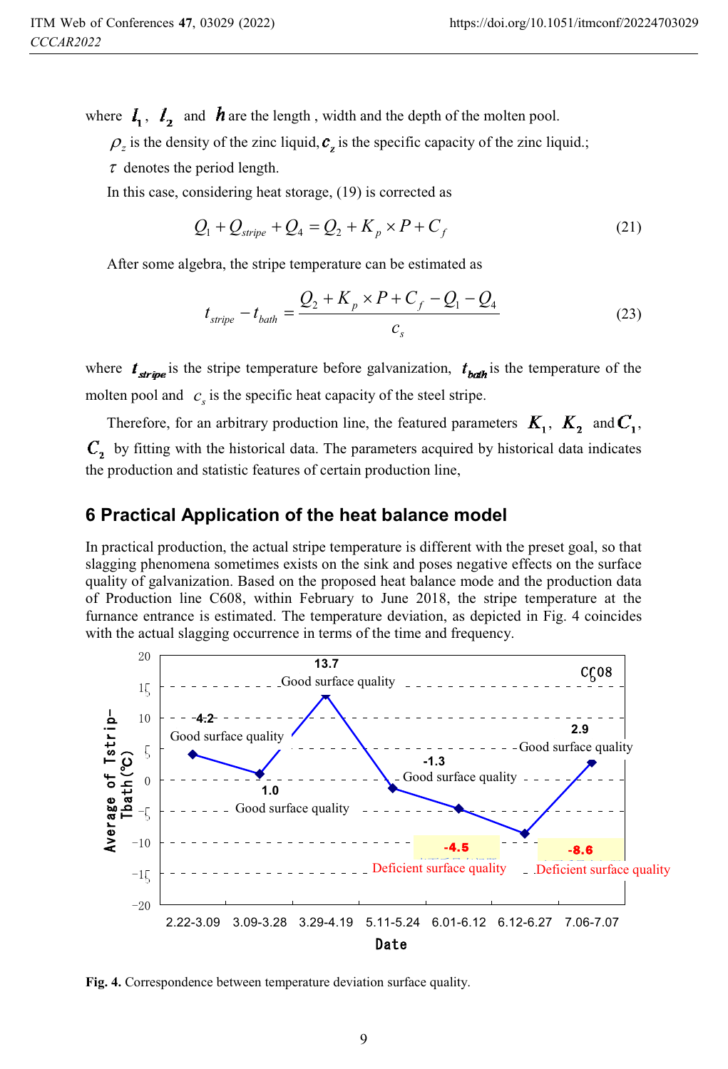where $l_1$, $l_2$ and $h$ are the length , width and the depth of the molten pool.

$\rho_z$ is the density of the zinc liquid, $c_z$ is the specific capacity of the zinc liquid.;

$\tau$ denotes the period length.

In this case, considering heat storage, (19) is corrected as

$$Q_1 + Q_{stripe} + Q_4 = Q_2 + K_p \times P + C_f \tag{21}$$

After some algebra, the stripe temperature can be estimated as

$$t_{stripe} - t_{bath} = \frac{Q_2 + K_p \times P + C_f - Q_1 - Q_4}{c_s} \tag{23}$$

where $t_{stripe}$ is the stripe temperature before galvanization, $t_{bath}$ is the temperature of the molten pool and $c_s$ is the specific heat capacity of the steel stripe.

Therefore, for an arbitrary production line, the featured parameters $K_1$, $K_2$ and $C_1$, $C_2$ by fitting with the historical data. The parameters acquired by historical data indicates the production and statistic features of certain production line,

## 6 Practical Application of the heat balance model

In practical production, the actual stripe temperature is different with the preset goal, so that slagging phenomena sometimes exists on the sink and poses negative effects on the surface quality of galvanization. Based on the proposed heat balance mode and the production data of Production line C608, within February to June 2018, the stripe temperature at the furnace entrance is estimated. The temperature deviation, as depicted in Fig. 4 coincides with the actual slagging occurrence in terms of the time and frequency.

**Fig. 4.** Correspondence between temperature deviation surface quality.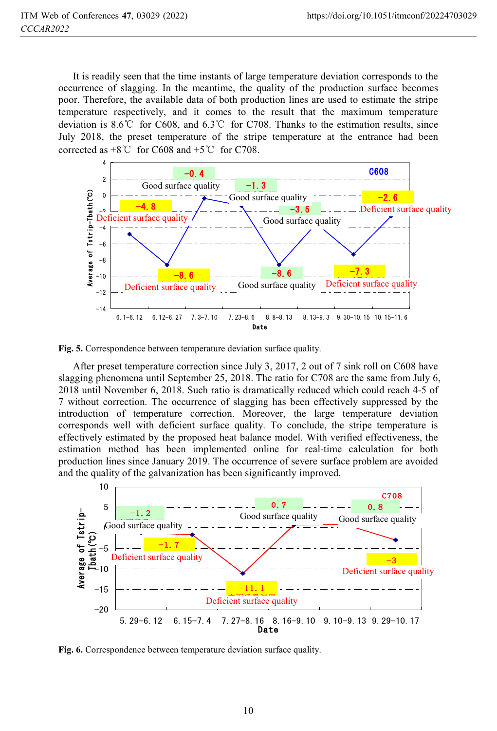It is readily seen that the time instants of large temperature deviation corresponds to the occurrence of slagging. In the meantime, the quality of the production surface becomes poor. Therefore, the available data of both production lines are used to estimate the stripe temperature respectively, and it comes to the result that the maximum temperature deviation is 8.6℃ for C608, and 6.3℃ for C708. Thanks to the estimation results, since July 2018, the preset temperature of the stripe temperature at the entrance had been corrected as +8℃ for C608 and +5℃ for C708.

**Fig. 5.** Correspondence between temperature deviation surface quality.

After preset temperature correction since July 3, 2017, 2 out of 7 sink roll on C608 have slagging phenomena until September 25, 2018. The ratio for C708 are the same from July 6, 2018 until November 6, 2018. Such ratio is dramatically reduced which could reach 4-5 of 7 without correction. The occurrence of slagging has been effectively suppressed by the introduction of temperature correction. Moreover, the large temperature deviation corresponds well with deficient surface quality. To conclude, the stripe temperature is effectively estimated by the proposed heat balance model. With verified effectiveness, the estimation method has been implemented online for real-time calculation for both production lines since January 2019. The occurrence of severe surface problem are avoided and the quality of the galvanization has been significantly improved.

**Fig. 6.** Correspondence between temperature deviation surface quality.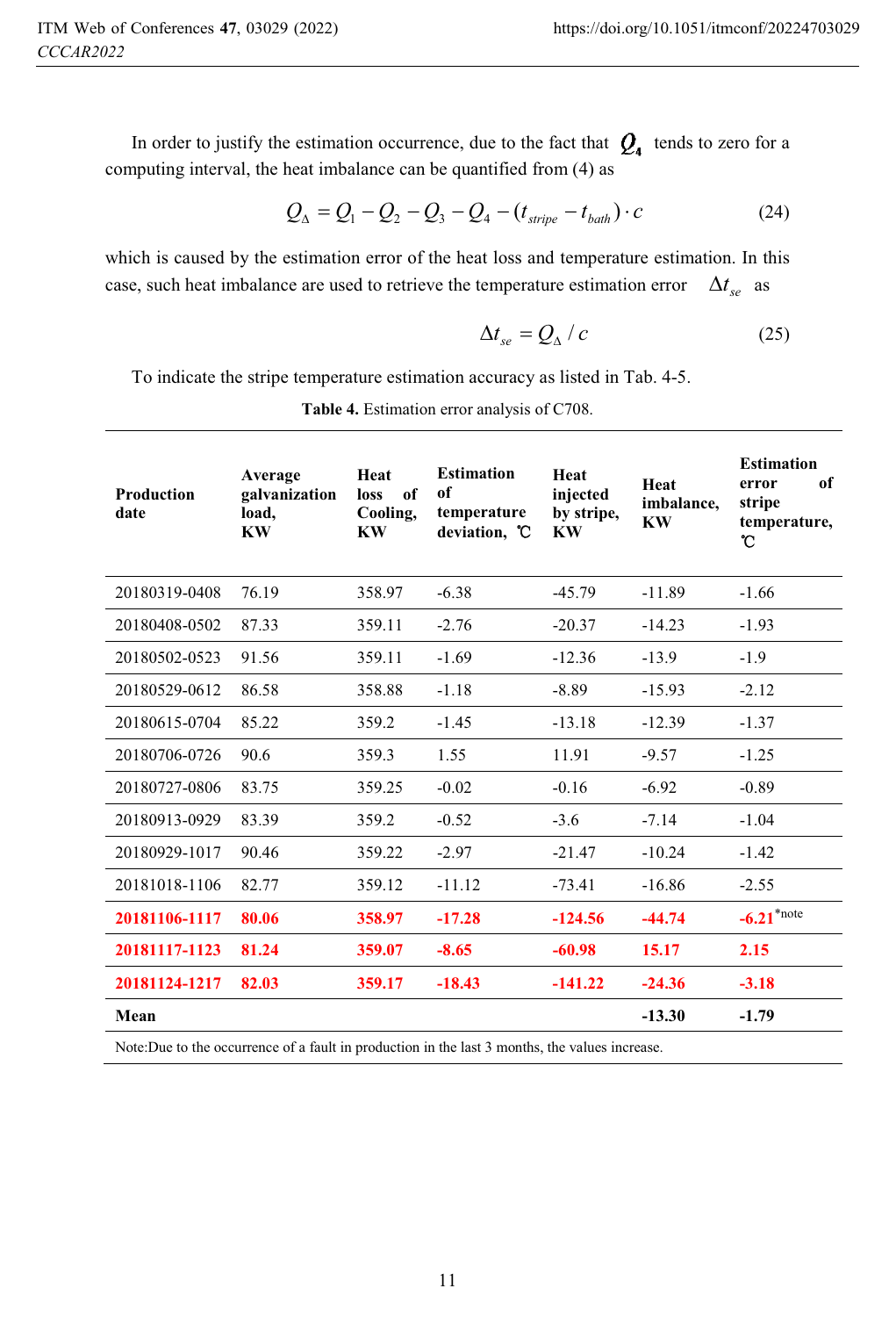In order to justify the estimation occurrence, due to the fact that $Q_4$ tends to zero for a computing interval, the heat imbalance can be quantified from (4) as

$$Q_{\Delta} = Q_1 - Q_2 - Q_3 - Q_4 - (t_{stripe} - t_{bath}) \cdot c \tag{24}$$

which is caused by the estimation error of the heat loss and temperature estimation. In this case, such heat imbalance are used to retrieve the temperature estimation error $\Delta t_{se}$ as

$$\Delta t_{se} = Q_{\Delta} / c \tag{25}$$

To indicate the stripe temperature estimation accuracy as listed in Tab. 4-5.

**Table 4.** Estimation error analysis of C708.

| **Production date** | **Average galvanization load, KW** | **Heat loss of Cooling, KW** | **Estimation of temperature deviation, ℃** | **Heat injected by stripe, KW** | **Heat imbalance, KW** | **Estimation error of stripe temperature, ℃** |
|---|---|---|---|---|---|---|
| 20180319-0408 | 76.19 | 358.97 | -6.38 | -45.79 | -11.89 | -1.66 |
| 20180408-0502 | 87.33 | 359.11 | -2.76 | -20.37 | -14.23 | -1.93 |
| 20180502-0523 | 91.56 | 359.11 | -1.69 | -12.36 | -13.9 | -1.9 |
| 20180529-0612 | 86.58 | 358.88 | -1.18 | -8.89 | -15.93 | -2.12 |
| 20180615-0704 | 85.22 | 359.2 | -1.45 | -13.18 | -12.39 | -1.37 |
| 20180706-0726 | 90.6 | 359.3 | 1.55 | 11.91 | -9.57 | -1.25 |
| 20180727-0806 | 83.75 | 359.25 | -0.02 | -0.16 | -6.92 | -0.89 |
| 20180913-0929 | 83.39 | 359.2 | -0.52 | -3.6 | -7.14 | -1.04 |
| 20180929-1017 | 90.46 | 359.22 | -2.97 | -21.47 | -10.24 | -1.42 |
| 20181018-1106 | 82.77 | 359.12 | -11.12 | -73.41 | -16.86 | -2.55 |
| **20181106-1117** | **80.06** | **358.97** | **-17.28** | **-124.56** | **-44.74** | **-6.21**[*note] |
| **20181117-1123** | **81.24** | **359.07** | **-8.65** | **-60.98** | **15.17** | **2.15** |
| **20181124-1217** | **82.03** | **359.17** | **-18.43** | **-141.22** | **-24.36** | **-3.18** |
| **Mean** | | | | | **-13.30** | **-1.79** |

Note:Due to the occurrence of a fault in production in the last 3 months, the values increase.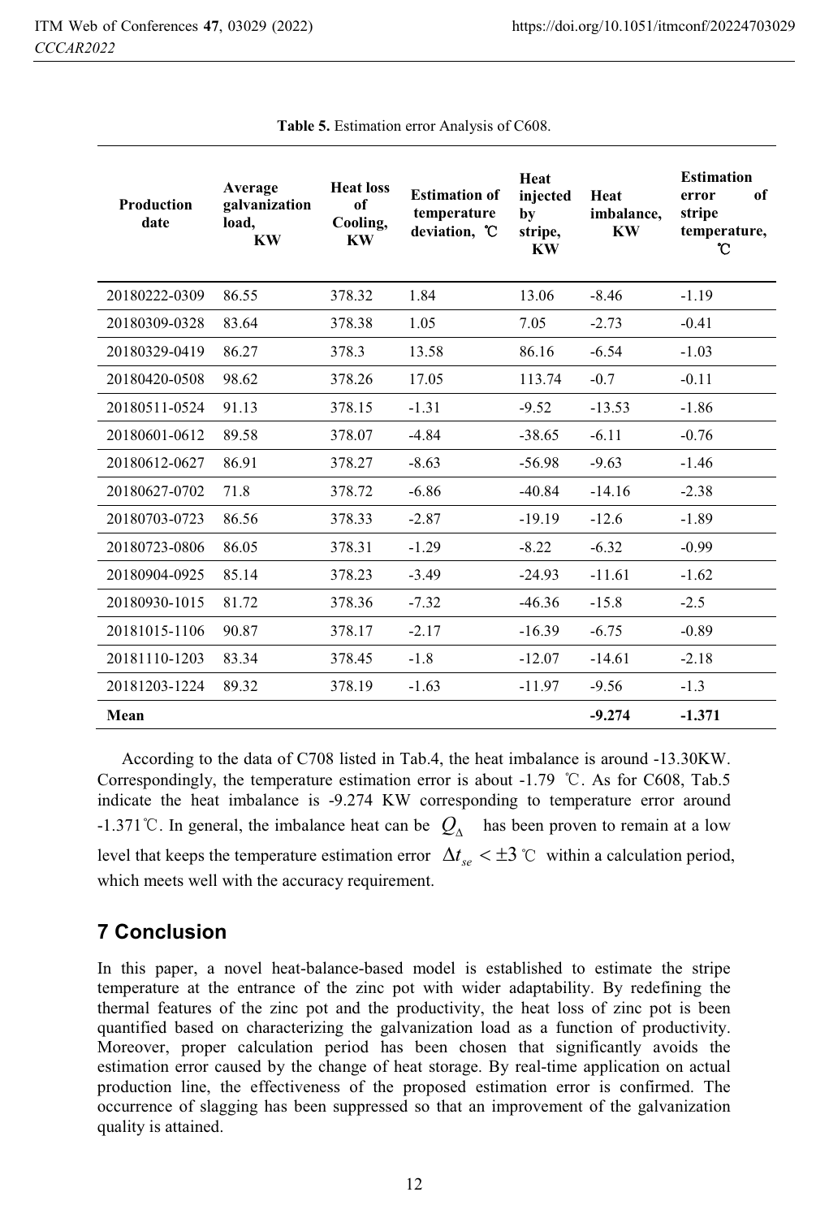**Table 5.** Estimation error Analysis of C608.

| Production date | Average galvanization load, KW | Heat loss of Cooling, KW | Estimation of temperature deviation, ℃ | Heat injected by stripe, KW | Heat imbalance, KW | Estimation error of stripe temperature, ℃ |
|---|---|---|---|---|---|---|
| 20180222-0309 | 86.55 | 378.32 | 1.84 | 13.06 | -8.46 | -1.19 |
| 20180309-0328 | 83.64 | 378.38 | 1.05 | 7.05 | -2.73 | -0.41 |
| 20180329-0419 | 86.27 | 378.3 | 13.58 | 86.16 | -6.54 | -1.03 |
| 20180420-0508 | 98.62 | 378.26 | 17.05 | 113.74 | -0.7 | -0.11 |
| 20180511-0524 | 91.13 | 378.15 | -1.31 | -9.52 | -13.53 | -1.86 |
| 20180601-0612 | 89.58 | 378.07 | -4.84 | -38.65 | -6.11 | -0.76 |
| 20180612-0627 | 86.91 | 378.27 | -8.63 | -56.98 | -9.63 | -1.46 |
| 20180627-0702 | 71.8 | 378.72 | -6.86 | -40.84 | -14.16 | -2.38 |
| 20180703-0723 | 86.56 | 378.33 | -2.87 | -19.19 | -12.6 | -1.89 |
| 20180723-0806 | 86.05 | 378.31 | -1.29 | -8.22 | -6.32 | -0.99 |
| 20180904-0925 | 85.14 | 378.23 | -3.49 | -24.93 | -11.61 | -1.62 |
| 20180930-1015 | 81.72 | 378.36 | -7.32 | -46.36 | -15.8 | -2.5 |
| 20181015-1106 | 90.87 | 378.17 | -2.17 | -16.39 | -6.75 | -0.89 |
| 20181110-1203 | 83.34 | 378.45 | -1.8 | -12.07 | -14.61 | -2.18 |
| 20181203-1224 | 89.32 | 378.19 | -1.63 | -11.97 | -9.56 | -1.3 |
| **Mean** | | | | | **-9.274** | **-1.371** |

According to the data of C708 listed in Tab.4, the heat imbalance is around -13.30KW. Correspondingly, the temperature estimation error is about -1.79 ℃. As for C608, Tab.5 indicate the heat imbalance is -9.274 KW corresponding to temperature error around -1.371℃. In general, the imbalance heat can be $Q_{\Delta}$ has been proven to remain at a low level that keeps the temperature estimation error $\Delta t_{se} < \pm 3$ ℃ within a calculation period, which meets well with the accuracy requirement.

## 7 Conclusion

In this paper, a novel heat-balance-based model is established to estimate the stripe temperature at the entrance of the zinc pot with wider adaptability. By redefining the thermal features of the zinc pot and the productivity, the heat loss of zinc pot is been quantified based on characterizing the galvanization load as a function of productivity. Moreover, proper calculation period has been chosen that significantly avoids the estimation error caused by the change of heat storage. By real-time application on actual production line, the effectiveness of the proposed estimation error is confirmed. The occurrence of slagging has been suppressed so that an improvement of the galvanization quality is attained.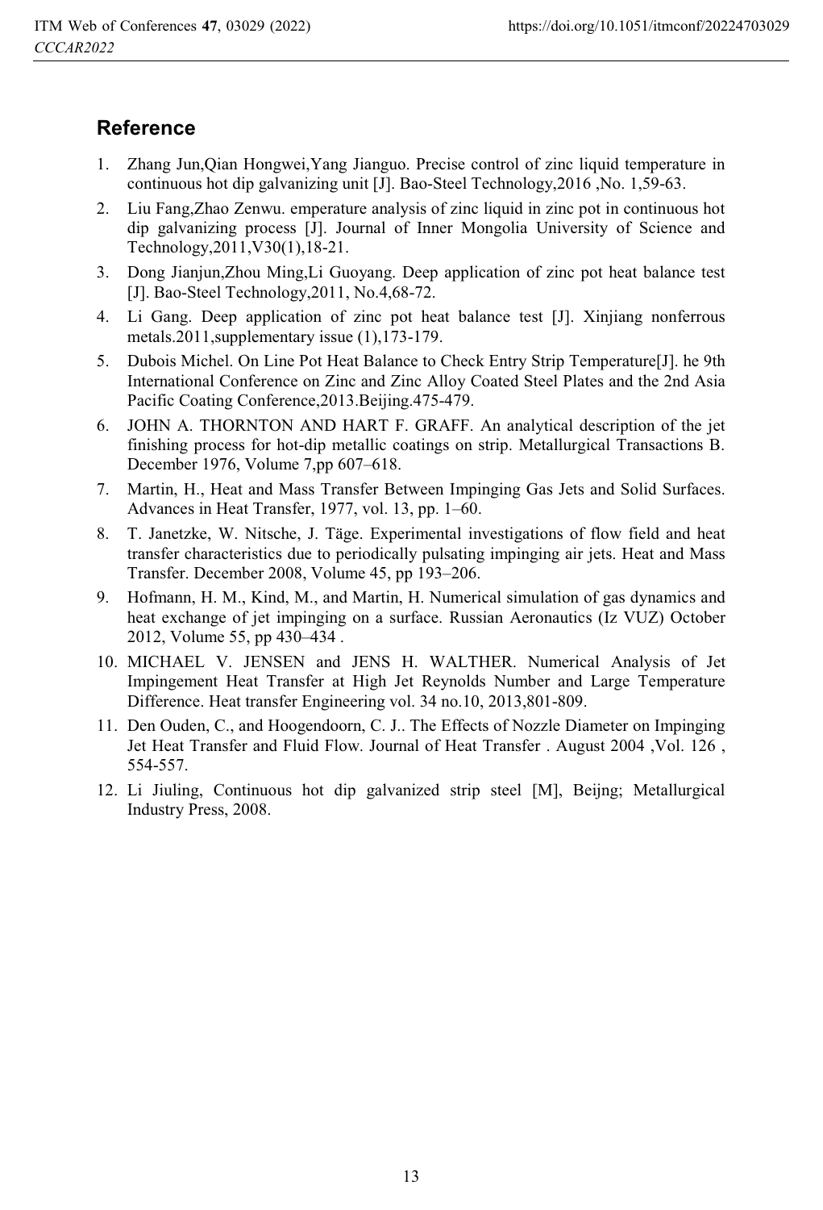## Reference

1. Zhang Jun,Qian Hongwei,Yang Jianguo. Precise control of zinc liquid temperature in continuous hot dip galvanizing unit [J]. Bao-Steel Technology,2016 ,No. 1,59-63.
2. Liu Fang,Zhao Zenwu. emperature analysis of zinc liquid in zinc pot in continuous hot dip galvanizing process [J]. Journal of Inner Mongolia University of Science and Technology,2011,V30(1),18-21.
3. Dong Jianjun,Zhou Ming,Li Guoyang. Deep application of zinc pot heat balance test [J]. Bao-Steel Technology,2011, No.4,68-72.
4. Li Gang. Deep application of zinc pot heat balance test [J]. Xinjiang nonferrous metals.2011,supplementary issue (1),173-179.
5. Dubois Michel. On Line Pot Heat Balance to Check Entry Strip Temperature[J]. he 9th International Conference on Zinc and Zinc Alloy Coated Steel Plates and the 2nd Asia Pacific Coating Conference,2013.Beijing.475-479.
6. JOHN A. THORNTON AND HART F. GRAFF. An analytical description of the jet finishing process for hot-dip metallic coatings on strip. Metallurgical Transactions B. December 1976, Volume 7,pp 607–618.
7. Martin, H., Heat and Mass Transfer Between Impinging Gas Jets and Solid Surfaces. Advances in Heat Transfer, 1977, vol. 13, pp. 1–60.
8. T. Janetzke, W. Nitsche, J. Täge. Experimental investigations of flow field and heat transfer characteristics due to periodically pulsating impinging air jets. Heat and Mass Transfer. December 2008, Volume 45, pp 193–206.
9. Hofmann, H. M., Kind, M., and Martin, H. Numerical simulation of gas dynamics and heat exchange of jet impinging on a surface. Russian Aeronautics (Iz VUZ) October 2012, Volume 55, pp 430–434 .
10. MICHAEL V. JENSEN and JENS H. WALTHER. Numerical Analysis of Jet Impingement Heat Transfer at High Jet Reynolds Number and Large Temperature Difference. Heat transfer Engineering vol. 34 no.10, 2013,801-809.
11. Den Ouden, C., and Hoogendoorn, C. J.. The Effects of Nozzle Diameter on Impinging Jet Heat Transfer and Fluid Flow. Journal of Heat Transfer . August 2004 ,Vol. 126 , 554-557.
12. Li Jiuling, Continuous hot dip galvanized strip steel [M], Beijng; Metallurgical Industry Press, 2008.